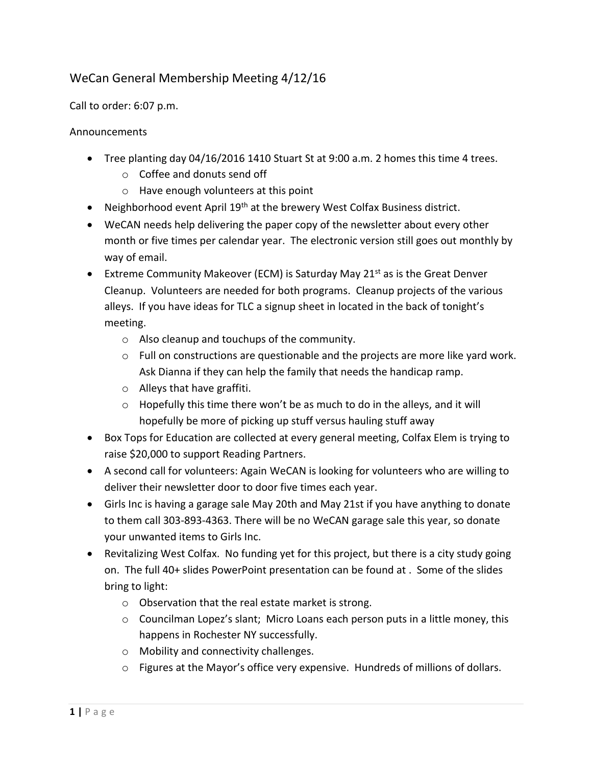# WeCan General Membership Meeting 4/12/16

Call to order: 6:07 p.m.

Announcements

- Tree planting day 04/16/2016 1410 Stuart St at 9:00 a.m. 2 homes this time 4 trees.
    - Coffee and donuts send off
    - Have enough volunteers at this point
- Neighborhood event April 19th at the brewery West Colfax Business district.
- WeCAN needs help delivering the paper copy of the newsletter about every other month or five times per calendar year. The electronic version still goes out monthly by way of email.
- Extreme Community Makeover (ECM) is Saturday May 21st as is the Great Denver Cleanup. Volunteers are needed for both programs. Cleanup projects of the various alleys. If you have ideas for TLC a signup sheet in located in the back of tonight's meeting.
    - Also cleanup and touchups of the community.
    - Full on constructions are questionable and the projects are more like yard work. Ask Dianna if they can help the family that needs the handicap ramp.
    - Alleys that have graffiti.
    - Hopefully this time there won't be as much to do in the alleys, and it will hopefully be more of picking up stuff versus hauling stuff away
- Box Tops for Education are collected at every general meeting, Colfax Elem is trying to raise $20,000 to support Reading Partners.
- A second call for volunteers: Again WeCAN is looking for volunteers who are willing to deliver their newsletter door to door five times each year.
- Girls Inc is having a garage sale May 20th and May 21st if you have anything to donate to them call 303-893-4363. There will be no WeCAN garage sale this year, so donate your unwanted items to Girls Inc.
- Revitalizing West Colfax. No funding yet for this project, but there is a city study going on. The full 40+ slides PowerPoint presentation can be found at . Some of the slides bring to light:
    - Observation that the real estate market is strong.
    - Councilman Lopez's slant; Micro Loans each person puts in a little money, this happens in Rochester NY successfully.
    - Mobility and connectivity challenges.
    - Figures at the Mayor's office very expensive. Hundreds of millions of dollars.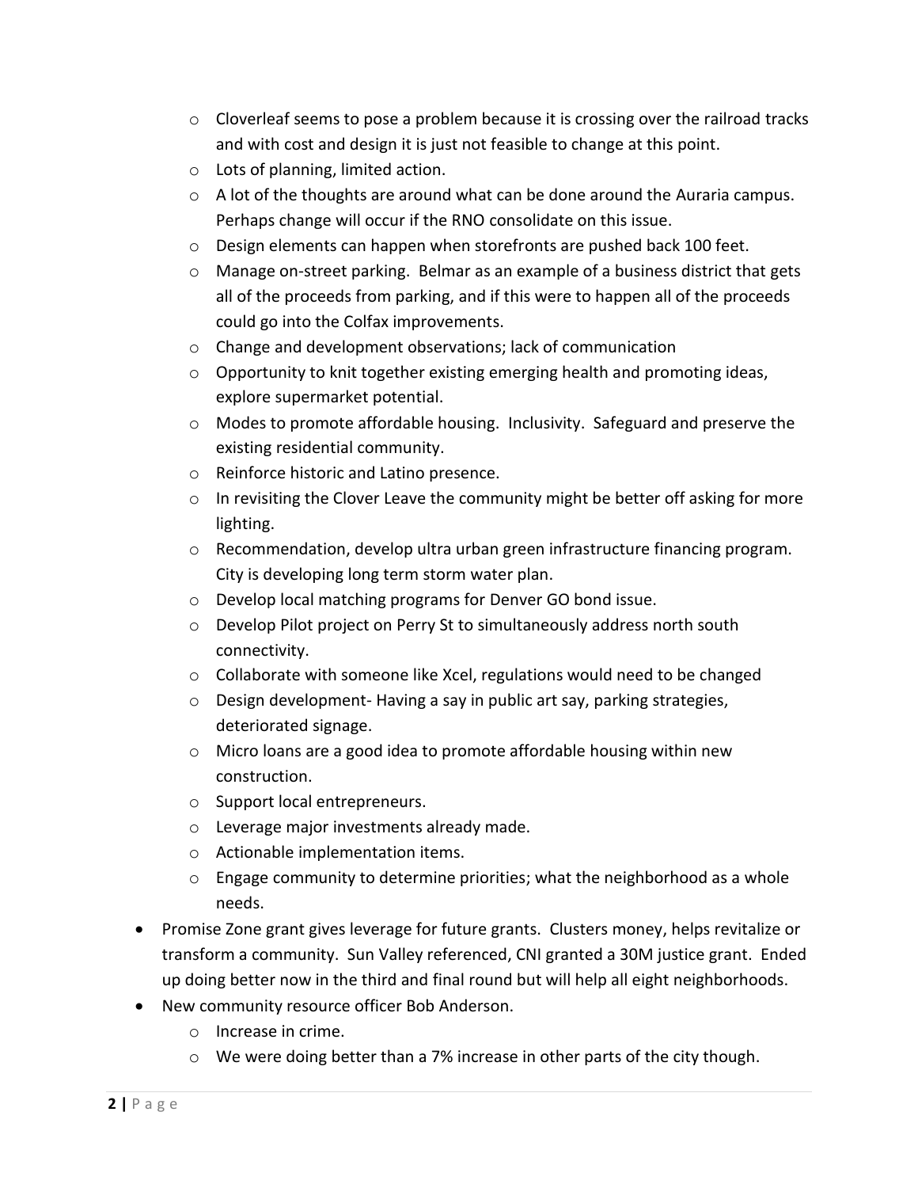- Cloverleaf seems to pose a problem because it is crossing over the railroad tracks and with cost and design it is just not feasible to change at this point.
  - Lots of planning, limited action.
  - A lot of the thoughts are around what can be done around the Auraria campus. Perhaps change will occur if the RNO consolidate on this issue.
  - Design elements can happen when storefronts are pushed back 100 feet.
  - Manage on-street parking. Belmar as an example of a business district that gets all of the proceeds from parking, and if this were to happen all of the proceeds could go into the Colfax improvements.
  - Change and development observations; lack of communication
  - Opportunity to knit together existing emerging health and promoting ideas, explore supermarket potential.
  - Modes to promote affordable housing. Inclusivity. Safeguard and preserve the existing residential community.
  - Reinforce historic and Latino presence.
  - In revisiting the Clover Leave the community might be better off asking for more lighting.
  - Recommendation, develop ultra urban green infrastructure financing program. City is developing long term storm water plan.
  - Develop local matching programs for Denver GO bond issue.
  - Develop Pilot project on Perry St to simultaneously address north south connectivity.
  - Collaborate with someone like Xcel, regulations would need to be changed
  - Design development- Having a say in public art say, parking strategies, deteriorated signage.
  - Micro loans are a good idea to promote affordable housing within new construction.
  - Support local entrepreneurs.
  - Leverage major investments already made.
  - Actionable implementation items.
  - Engage community to determine priorities; what the neighborhood as a whole needs.
- Promise Zone grant gives leverage for future grants. Clusters money, helps revitalize or transform a community. Sun Valley referenced, CNI granted a 30M justice grant. Ended up doing better now in the third and final round but will help all eight neighborhoods.
- New community resource officer Bob Anderson.
  - Increase in crime.
  - We were doing better than a 7% increase in other parts of the city though.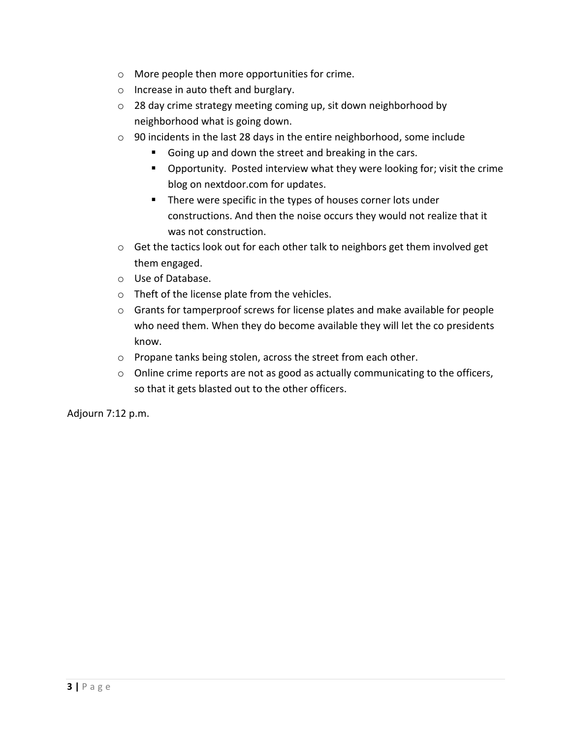- More people then more opportunities for crime.
- Increase in auto theft and burglary.
- 28 day crime strategy meeting coming up, sit down neighborhood by neighborhood what is going down.
- 90 incidents in the last 28 days in the entire neighborhood, some include
  - Going up and down the street and breaking in the cars.
  - Opportunity. Posted interview what they were looking for; visit the crime blog on nextdoor.com for updates.
  - There were specific in the types of houses corner lots under constructions. And then the noise occurs they would not realize that it was not construction.
- Get the tactics look out for each other talk to neighbors get them involved get them engaged.
- Use of Database.
- Theft of the license plate from the vehicles.
- Grants for tamperproof screws for license plates and make available for people who need them. When they do become available they will let the co presidents know.
- Propane tanks being stolen, across the street from each other.
- Online crime reports are not as good as actually communicating to the officers, so that it gets blasted out to the other officers.

Adjourn 7:12 p.m.